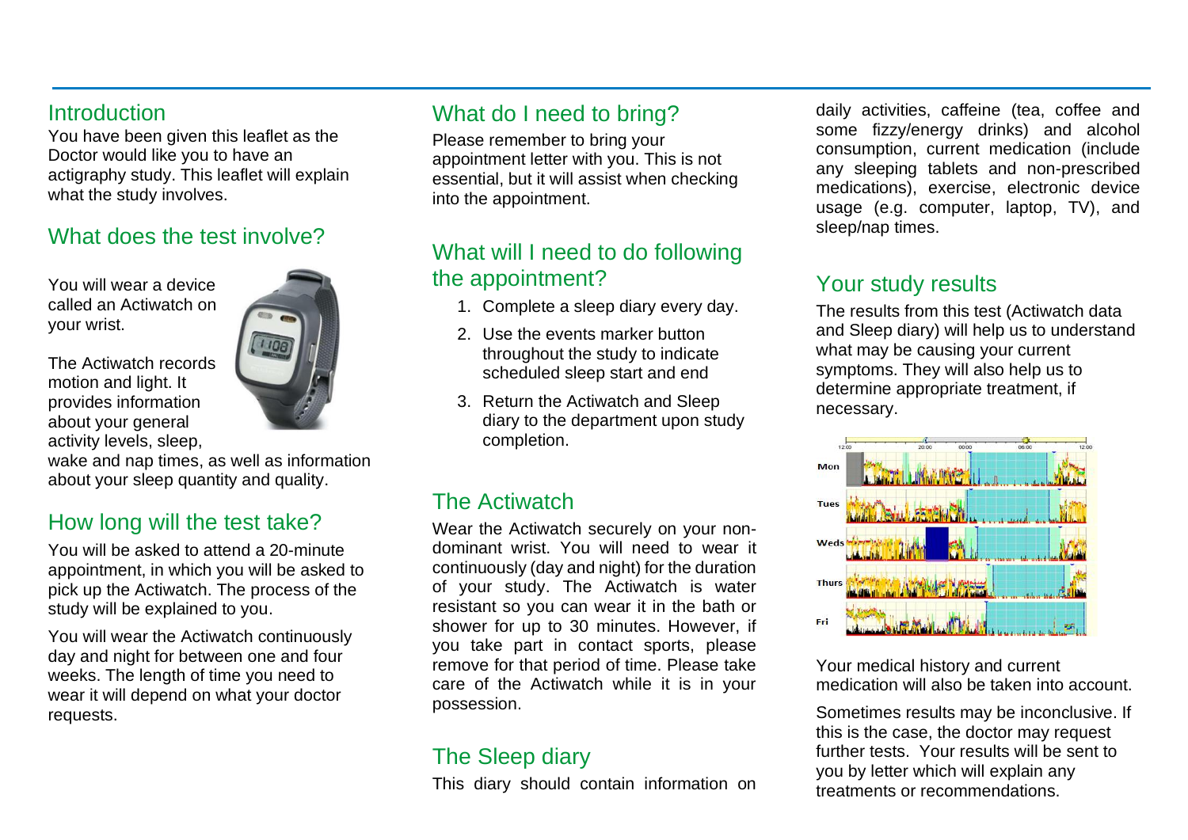## Introduction

You have been given this leaflet as the Doctor would like you to have an actigraphy study. This leaflet will explain what the study involves.

## What does the test involve?

You will wear a device called an Actiwatch on your wrist.

The Actiwatch records motion and light. It provides information about your general activity levels, sleep, wake and nap times, as well as information about your sleep quantity and quality.

## How long will the test take?

You will be asked to attend a 20-minute appointment, in which you will be asked to pick up the Actiwatch. The process of the study will be explained to you.

You will wear the Actiwatch continuously day and night for between one and four weeks. The length of time you need to wear it will depend on what your doctor requests.

## What do I need to bring?

Please remember to bring your appointment letter with you. This is not essential, but it will assist when checking into the appointment.

## What will I need to do following the appointment?

1. Complete a sleep diary every day.
2. Use the events marker button throughout the study to indicate scheduled sleep start and end
3. Return the Actiwatch and Sleep diary to the department upon study completion.

## The Actiwatch

Wear the Actiwatch securely on your non-dominant wrist. You will need to wear it continuously (day and night) for the duration of your study. The Actiwatch is water resistant so you can wear it in the bath or shower for up to 30 minutes. However, if you take part in contact sports, please remove for that period of time. Please take care of the Actiwatch while it is in your possession.

## The Sleep diary

This diary should contain information on daily activities, caffeine (tea, coffee and some fizzy/energy drinks) and alcohol consumption, current medication (include any sleeping tablets and non-prescribed medications), exercise, electronic device usage (e.g. computer, laptop, TV), and sleep/nap times.

## Your study results

The results from this test (Actiwatch data and Sleep diary) will help us to understand what may be causing your current symptoms. They will also help us to determine appropriate treatment, if necessary.

Your medical history and current medication will also be taken into account.

Sometimes results may be inconclusive. If this is the case, the doctor may request further tests. Your results will be sent to you by letter which will explain any treatments or recommendations.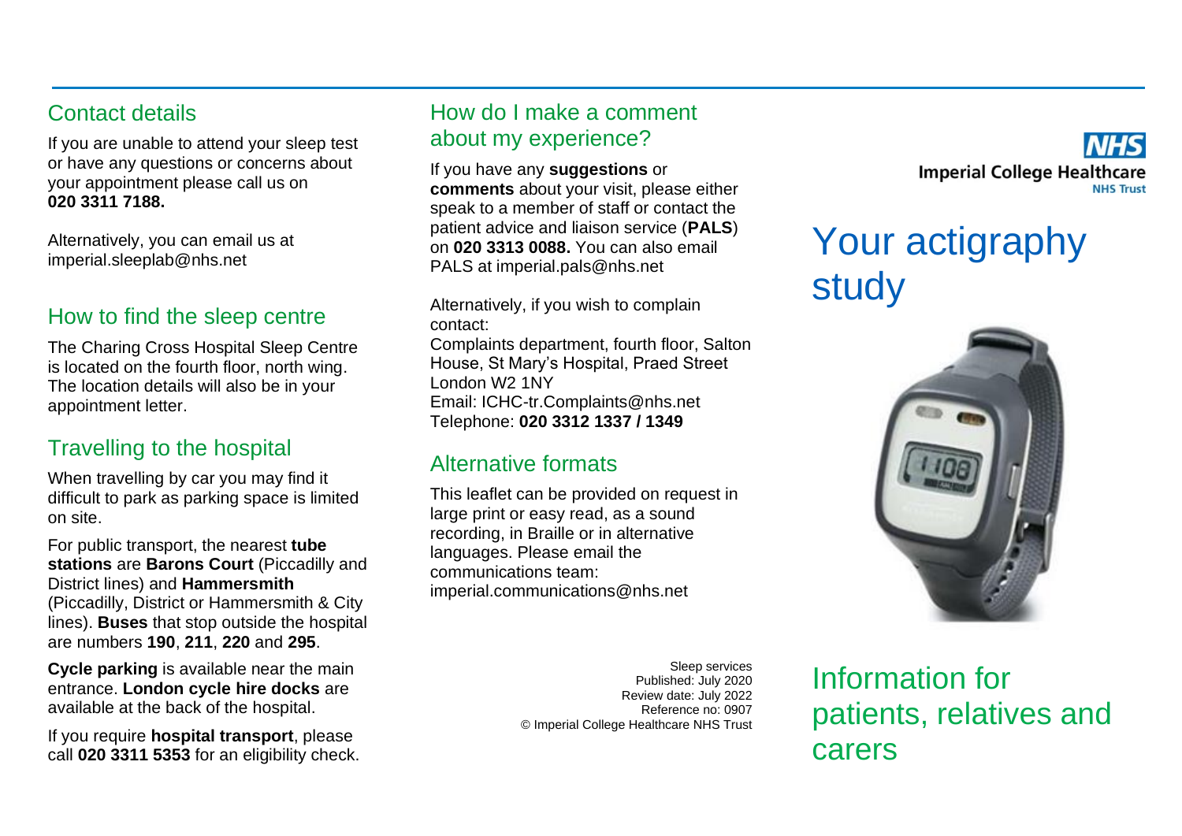## Contact details

If you are unable to attend your sleep test or have any questions or concerns about your appointment please call us on **020 3311 7188.**

Alternatively, you can email us at imperial.sleeplab@nhs.net

## How to find the sleep centre

The Charing Cross Hospital Sleep Centre is located on the fourth floor, north wing. The location details will also be in your appointment letter.

## Travelling to the hospital

When travelling by car you may find it difficult to park as parking space is limited on site.

For public transport, the nearest **tube stations** are **Barons Court** (Piccadilly and District lines) and **Hammersmith** (Piccadilly, District or Hammersmith & City lines). **Buses** that stop outside the hospital are numbers **190**, **211**, **220** and **295**.

**Cycle parking** is available near the main entrance. **London cycle hire docks** are available at the back of the hospital.

If you require **hospital transport**, please call **020 3311 5353** for an eligibility check.

## How do I make a comment about my experience?

If you have any **suggestions** or **comments** about your visit, please either speak to a member of staff or contact the patient advice and liaison service (**PALS**) on **020 3313 0088.** You can also email PALS at imperial.pals@nhs.net

Alternatively, if you wish to complain contact:
Complaints department, fourth floor, Salton House, St Mary's Hospital, Praed Street London W2 1NY
Email: ICHC-tr.Complaints@nhs.net
Telephone: **020 3312 1337 / 1349**

## Alternative formats

This leaflet can be provided on request in large print or easy read, as a sound recording, in Braille or in alternative languages. Please email the communications team: imperial.communications@nhs.net

Sleep services
Published: July 2020
Review date: July 2022
Reference no: 0907
© Imperial College Healthcare NHS Trust

NHS
Imperial College Healthcare
NHS Trust

# Your actigraphy study

## Information for patients, relatives and carers